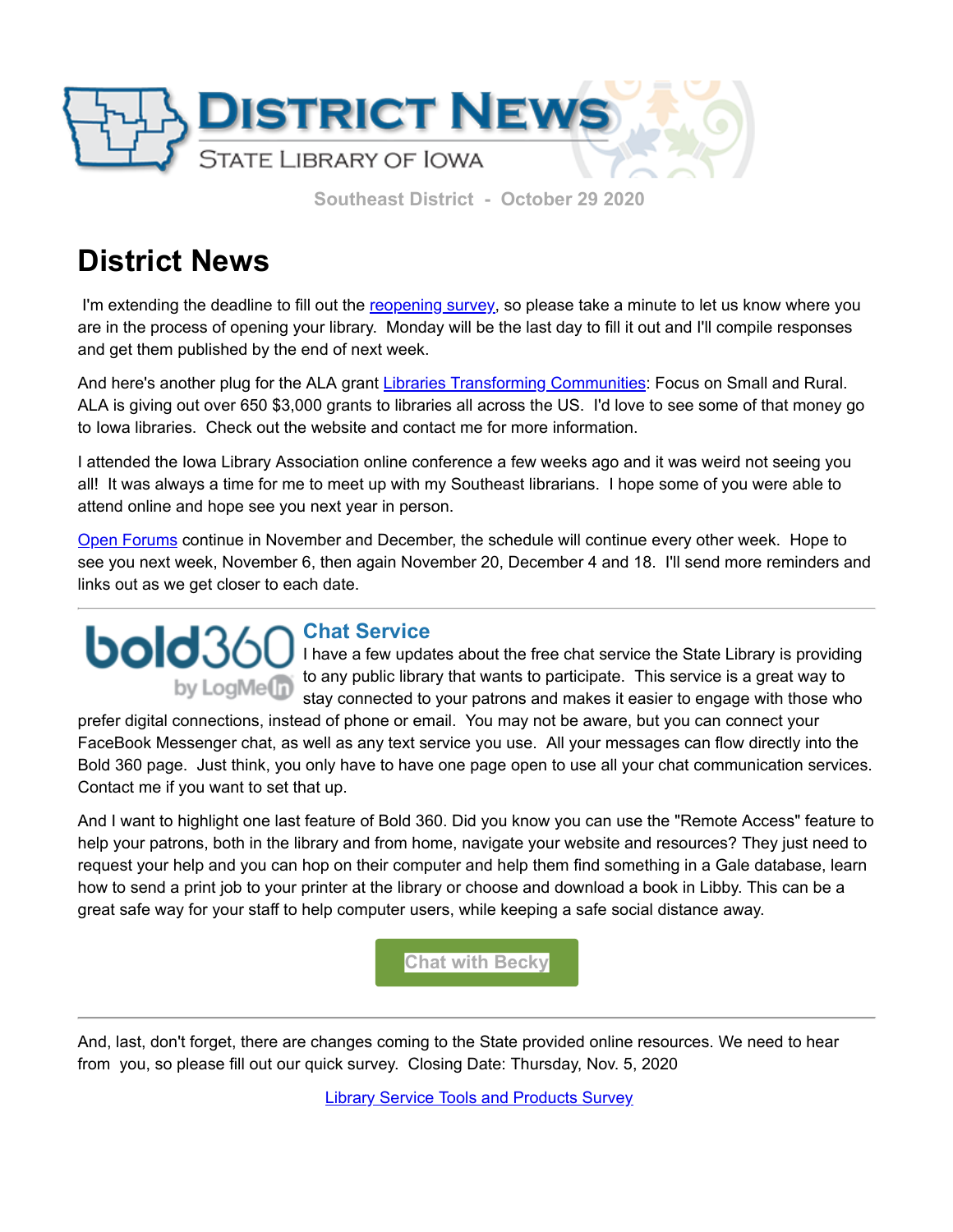# District News

State Library of Iowa

Southeast District - October 29 2020

## District News

I'm extending the deadline to fill out the reopening survey, so please take a minute to let us know where you are in the process of opening your library. Monday will be the last day to fill it out and I'll compile responses and get them published by the end of next week.

And here's another plug for the ALA grant Libraries Transforming Communities: Focus on Small and Rural. ALA is giving out over 650 $3,000 grants to libraries all across the US. I'd love to see some of that money go to Iowa libraries. Check out the website and contact me for more information.

I attended the Iowa Library Association online conference a few weeks ago and it was weird not seeing you all! It was always a time for me to meet up with my Southeast librarians. I hope some of you were able to attend online and hope see you next year in person.

Open Forums continue in November and December, the schedule will continue every other week. Hope to see you next week, November 6, then again November 20, December 4 and 18. I'll send more reminders and links out as we get closer to each date.

---

### Chat Service

I have a few updates about the free chat service the State Library is providing to any public library that wants to participate. This service is a great way to stay connected to your patrons and makes it easier to engage with those who prefer digital connections, instead of phone or email. You may not be aware, but you can connect your FaceBook Messenger chat, as well as any text service you use. All your messages can flow directly into the Bold 360 page. Just think, you only have to have one page open to use all your chat communication services. Contact me if you want to set that up.

And I want to highlight one last feature of Bold 360. Did you know you can use the "Remote Access" feature to help your patrons, both in the library and from home, navigate your website and resources? They just need to request your help and you can hop on their computer and help them find something in a Gale database, learn how to send a print job to your printer at the library or choose and download a book in Libby. This can be a great safe way for your staff to help computer users, while keeping a safe social distance away.

Chat with Becky

---

And, last, don't forget, there are changes coming to the State provided online resources. We need to hear from you, so please fill out our quick survey. Closing Date: Thursday, Nov. 5, 2020

Library Service Tools and Products Survey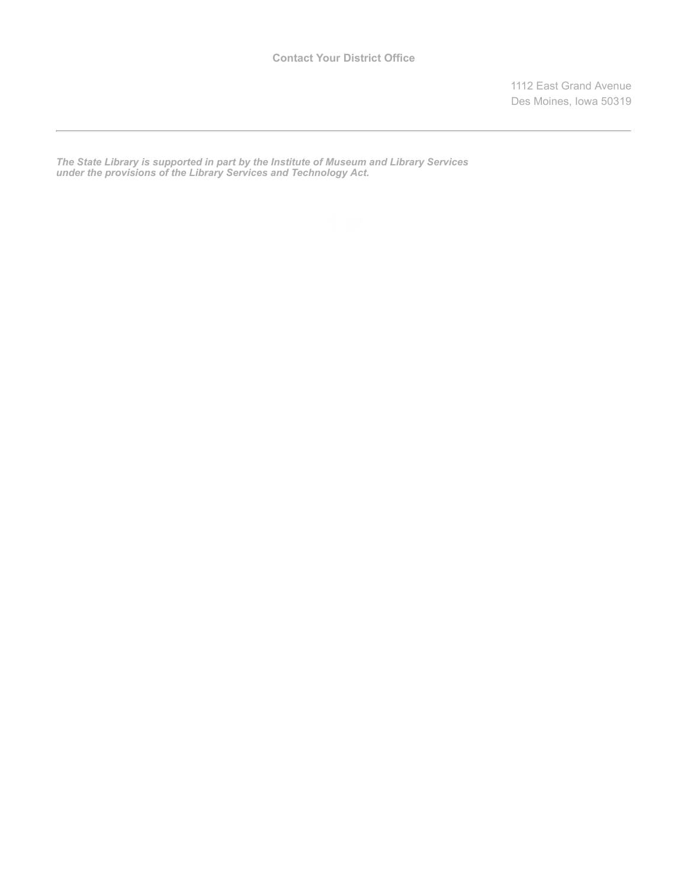**Contact Your District Office**

1112 East Grand Avenue
Des Moines, Iowa 50319

---

***The State Library is supported in part by the Institute of Museum and Library Services under the provisions of the Library Services and Technology Act.***